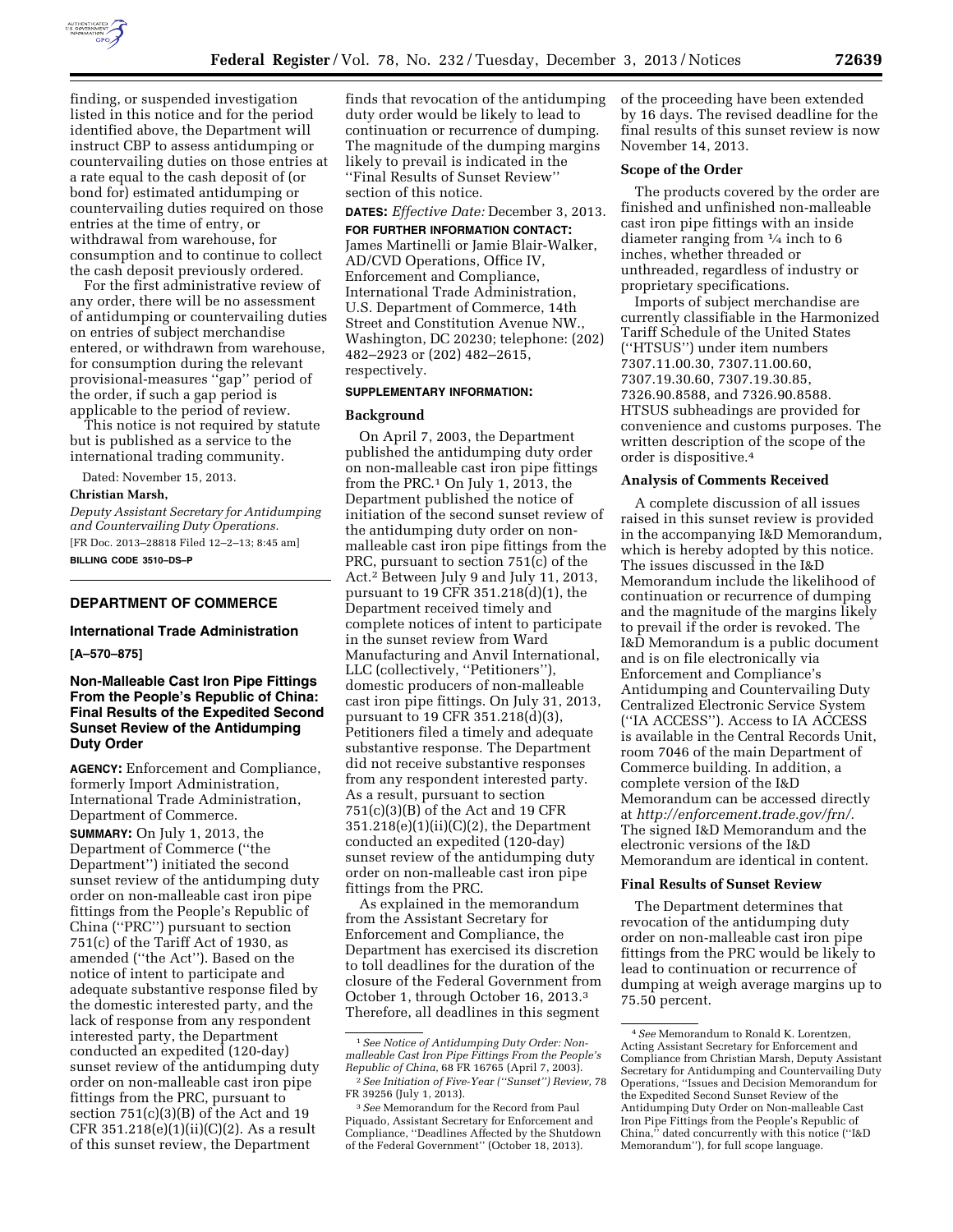finding, or suspended investigation listed in this notice and for the period identified above, the Department will instruct CBP to assess antidumping or countervailing duties on those entries at a rate equal to the cash deposit of (or bond for) estimated antidumping or countervailing duties required on those entries at the time of entry, or withdrawal from warehouse, for consumption and to continue to collect the cash deposit previously ordered.

For the first administrative review of any order, there will be no assessment of antidumping or countervailing duties on entries of subject merchandise entered, or withdrawn from warehouse, for consumption during the relevant provisional-measures "gap" period of the order, if such a gap period is applicable to the period of review.

This notice is not required by statute but is published as a service to the international trading community.

Dated: November 15, 2013.

**Christian Marsh,**

*Deputy Assistant Secretary for Antidumping and Countervailing Duty Operations.*

[FR Doc. 2013–28818 Filed 12–2–13; 8:45 am]

**BILLING CODE 3510–DS–P**

## DEPARTMENT OF COMMERCE

### International Trade Administration

**[A–570–875]**

### Non-Malleable Cast Iron Pipe Fittings From the People's Republic of China: Final Results of the Expedited Second Sunset Review of the Antidumping Duty Order

**AGENCY:** Enforcement and Compliance, formerly Import Administration, International Trade Administration, Department of Commerce.

**SUMMARY:** On July 1, 2013, the Department of Commerce ("the Department") initiated the second sunset review of the antidumping duty order on non-malleable cast iron pipe fittings from the People's Republic of China ("PRC") pursuant to section 751(c) of the Tariff Act of 1930, as amended ("the Act"). Based on the notice of intent to participate and adequate substantive response filed by the domestic interested party, and the lack of response from any respondent interested party, the Department conducted an expedited (120-day) sunset review of the antidumping duty order on non-malleable cast iron pipe fittings from the PRC, pursuant to section 751(c)(3)(B) of the Act and 19 CFR 351.218(e)(1)(ii)(C)(2). As a result of this sunset review, the Department finds that revocation of the antidumping duty order would be likely to lead to continuation or recurrence of dumping. The magnitude of the dumping margins likely to prevail is indicated in the "Final Results of Sunset Review" section of this notice.

**DATES:** *Effective Date:* December 3, 2013.

**FOR FURTHER INFORMATION CONTACT:** James Martinelli or Jamie Blair-Walker, AD/CVD Operations, Office IV, Enforcement and Compliance, International Trade Administration, U.S. Department of Commerce, 14th Street and Constitution Avenue NW., Washington, DC 20230; telephone: (202) 482–2923 or (202) 482–2615, respectively.

**SUPPLEMENTARY INFORMATION:**

**Background**

On April 7, 2003, the Department published the antidumping duty order on non-malleable cast iron pipe fittings from the PRC.[1] On July 1, 2013, the Department published the notice of initiation of the second sunset review of the antidumping duty order on non-malleable cast iron pipe fittings from the PRC, pursuant to section 751(c) of the Act.[2] Between July 9 and July 11, 2013, pursuant to 19 CFR 351.218(d)(1), the Department received timely and complete notices of intent to participate in the sunset review from Ward Manufacturing and Anvil International, LLC (collectively, "Petitioners"), domestic producers of non-malleable cast iron pipe fittings. On July 31, 2013, pursuant to 19 CFR 351.218(d)(3), Petitioners filed a timely and adequate substantive response. The Department did not receive substantive responses from any respondent interested party. As a result, pursuant to section 751(c)(3)(B) of the Act and 19 CFR 351.218(e)(1)(ii)(C)(2), the Department conducted an expedited (120-day) sunset review of the antidumping duty order on non-malleable cast iron pipe fittings from the PRC.

As explained in the memorandum from the Assistant Secretary for Enforcement and Compliance, the Department has exercised its discretion to toll deadlines for the duration of the closure of the Federal Government from October 1, through October 16, 2013.[3] Therefore, all deadlines in this segment of the proceeding have been extended by 16 days. The revised deadline for the final results of this sunset review is now November 14, 2013.

**Scope of the Order**

The products covered by the order are finished and unfinished non-malleable cast iron pipe fittings with an inside diameter ranging from ¼ inch to 6 inches, whether threaded or unthreaded, regardless of industry or proprietary specifications.

Imports of subject merchandise are currently classifiable in the Harmonized Tariff Schedule of the United States ("HTSUS") under item numbers 7307.11.00.30, 7307.11.00.60, 7307.19.30.60, 7307.19.30.85, 7326.90.8588, and 7326.90.8588. HTSUS subheadings are provided for convenience and customs purposes. The written description of the scope of the order is dispositive.[4]

**Analysis of Comments Received**

A complete discussion of all issues raised in this sunset review is provided in the accompanying I&D Memorandum, which is hereby adopted by this notice. The issues discussed in the I&D Memorandum include the likelihood of continuation or recurrence of dumping and the magnitude of the margins likely to prevail if the order is revoked. The I&D Memorandum is a public document and is on file electronically via Enforcement and Compliance's Antidumping and Countervailing Duty Centralized Electronic Service System ("IA ACCESS"). Access to IA ACCESS is available in the Central Records Unit, room 7046 of the main Department of Commerce building. In addition, a complete version of the I&D Memorandum can be accessed directly at *http://enforcement.trade.gov/frn/*. The signed I&D Memorandum and the electronic versions of the I&D Memorandum are identical in content.

**Final Results of Sunset Review**

The Department determines that revocation of the antidumping duty order on non-malleable cast iron pipe fittings from the PRC would be likely to lead to continuation or recurrence of dumping at weigh average margins up to 75.50 percent.

---

[1] *See Notice of Antidumping Duty Order: Non-malleable Cast Iron Pipe Fittings From the People's Republic of China*, 68 FR 16765 (April 7, 2003).

[2] *See Initiation of Five-Year ("Sunset") Review*, 78 FR 39256 (July 1, 2013).

[3] *See* Memorandum for the Record from Paul Piquado, Assistant Secretary for Enforcement and Compliance, "Deadlines Affected by the Shutdown of the Federal Government" (October 18, 2013).

[4] *See* Memorandum to Ronald K. Lorentzen, Acting Assistant Secretary for Enforcement and Compliance from Christian Marsh, Deputy Assistant Secretary for Antidumping and Countervailing Duty Operations, "Issues and Decision Memorandum for the Expedited Second Sunset Review of the Antidumping Duty Order on Non-malleable Cast Iron Pipe Fittings from the People's Republic of China," dated concurrently with this notice ("I&D Memorandum"), for full scope language.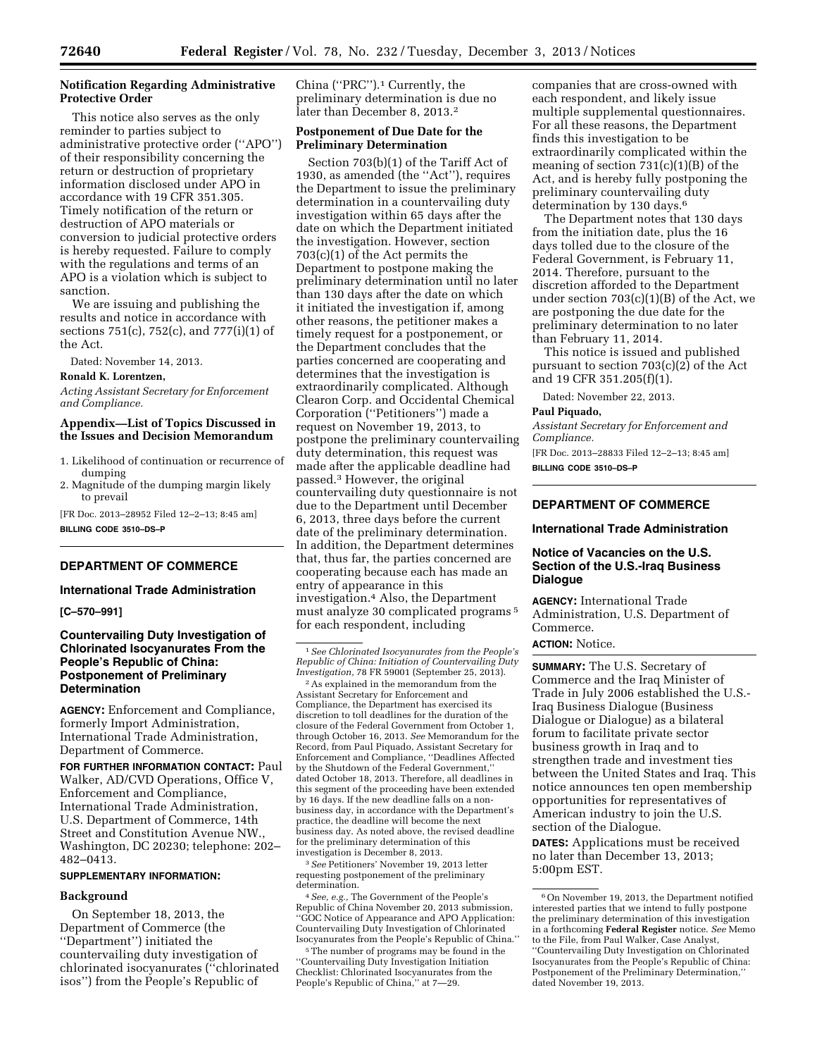## Notification Regarding Administrative Protective Order

This notice also serves as the only reminder to parties subject to administrative protective order ("APO") of their responsibility concerning the return or destruction of proprietary information disclosed under APO in accordance with 19 CFR 351.305. Timely notification of the return or destruction of APO materials or conversion to judicial protective orders is hereby requested. Failure to comply with the regulations and terms of an APO is a violation which is subject to sanction.

We are issuing and publishing the results and notice in accordance with sections 751(c), 752(c), and 777(i)(1) of the Act.

Dated: November 14, 2013.

**Ronald K. Lorentzen,**

*Acting Assistant Secretary for Enforcement and Compliance.*

## Appendix—List of Topics Discussed in the Issues and Decision Memorandum

1. Likelihood of continuation or recurrence of dumping
2. Magnitude of the dumping margin likely to prevail

[FR Doc. 2013–28952 Filed 12–2–13; 8:45 am]

**BILLING CODE 3510–DS–P**

---

## DEPARTMENT OF COMMERCE

### International Trade Administration

**[C–570–991]**

### Countervailing Duty Investigation of Chlorinated Isocyanurates From the People's Republic of China: Postponement of Preliminary Determination

**AGENCY:** Enforcement and Compliance, formerly Import Administration, International Trade Administration, Department of Commerce.

**FOR FURTHER INFORMATION CONTACT:** Paul Walker, AD/CVD Operations, Office V, Enforcement and Compliance, International Trade Administration, U.S. Department of Commerce, 14th Street and Constitution Avenue NW., Washington, DC 20230; telephone: 202–482–0413.

**SUPPLEMENTARY INFORMATION:**

#### Background

On September 18, 2013, the Department of Commerce (the "Department") initiated the countervailing duty investigation of chlorinated isocyanurates ("chlorinated isos") from the People's Republic of China ("PRC").[1] Currently, the preliminary determination is due no later than December 8, 2013.[2]

#### Postponement of Due Date for the Preliminary Determination

Section 703(b)(1) of the Tariff Act of 1930, as amended (the "Act"), requires the Department to issue the preliminary determination in a countervailing duty investigation within 65 days after the date on which the Department initiated the investigation. However, section 703(c)(1) of the Act permits the Department to postpone making the preliminary determination until no later than 130 days after the date on which it initiated the investigation if, among other reasons, the petitioner makes a timely request for a postponement, or the Department concludes that the parties concerned are cooperating and determines that the investigation is extraordinarily complicated. Although Clearon Corp. and Occidental Chemical Corporation ("Petitioners") made a request on November 19, 2013, to postpone the preliminary countervailing duty determination, this request was made after the applicable deadline had passed.[3] However, the original countervailing duty questionnaire is not due to the Department until December 6, 2013, three days before the current date of the preliminary determination. In addition, the Department determines that, thus far, the parties concerned are cooperating because each has made an entry of appearance in this investigation.[4] Also, the Department must analyze 30 complicated programs[5] for each respondent, including companies that are cross-owned with each respondent, and likely issue multiple supplemental questionnaires. For all these reasons, the Department finds this investigation to be extraordinarily complicated within the meaning of section 731(c)(1)(B) of the Act, and is hereby fully postponing the preliminary countervailing duty determination by 130 days.[6]

The Department notes that 130 days from the initiation date, plus the 16 days tolled due to the closure of the Federal Government, is February 11, 2014. Therefore, pursuant to the discretion afforded to the Department under section 703(c)(1)(B) of the Act, we are postponing the due date for the preliminary determination to no later than February 11, 2014.

This notice is issued and published pursuant to section 703(c)(2) of the Act and 19 CFR 351.205(f)(1).

Dated: November 22, 2013.

**Paul Piquado,**

*Assistant Secretary for Enforcement and Compliance.*

[FR Doc. 2013–28833 Filed 12–2–13; 8:45 am]

**BILLING CODE 3510–DS–P**

[1] *See Chlorinated Isocyanurates from the People's Republic of China: Initiation of Countervailing Duty Investigation,* 78 FR 59001 (September 25, 2013).

[2] As explained in the memorandum from the Assistant Secretary for Enforcement and Compliance, the Department has exercised its discretion to toll deadlines for the duration of the closure of the Federal Government from October 1, through October 16, 2013. *See* Memorandum for the Record, from Paul Piquado, Assistant Secretary for Enforcement and Compliance, "Deadlines Affected by the Shutdown of the Federal Government," dated October 18, 2013. Therefore, all deadlines in this segment of the proceeding have been extended by 16 days. If the new deadline falls on a non-business day, in accordance with the Department's practice, the deadline will become the next business day. As noted above, the revised deadline for the preliminary determination of this investigation is December 8, 2013.

[3] *See* Petitioners' November 19, 2013 letter requesting postponement of the preliminary determination.

[4] *See, e.g.,* The Government of the People's Republic of China November 20, 2013 submission, "GOC Notice of Appearance and APO Application: Countervailing Duty Investigation of Chlorinated Isocyanurates from the People's Republic of China."

[5] The number of programs may be found in the "Countervailing Duty Investigation Initiation Checklist: Chlorinated Isocyanurates from the People's Republic of China," at 7—29.

[6] On November 19, 2013, the Department notified interested parties that we intend to fully postpone the preliminary determination of this investigation in a forthcoming **Federal Register** notice. *See* Memo to the File, from Paul Walker, Case Analyst, "Countervailing Duty Investigation on Chlorinated Isocyanurates from the People's Republic of China: Postponement of the Preliminary Determination," dated November 19, 2013.

---

## DEPARTMENT OF COMMERCE

### International Trade Administration

### Notice of Vacancies on the U.S. Section of the U.S.-Iraq Business Dialogue

**AGENCY:** International Trade Administration, U.S. Department of Commerce.

**ACTION:** Notice.

**SUMMARY:** The U.S. Secretary of Commerce and the Iraq Minister of Trade in July 2006 established the U.S.-Iraq Business Dialogue (Business Dialogue or Dialogue) as a bilateral forum to facilitate private sector business growth in Iraq and to strengthen trade and investment ties between the United States and Iraq. This notice announces ten open membership opportunities for representatives of American industry to join the U.S. section of the Dialogue.

**DATES:** Applications must be received no later than December 13, 2013; 5:00pm EST.